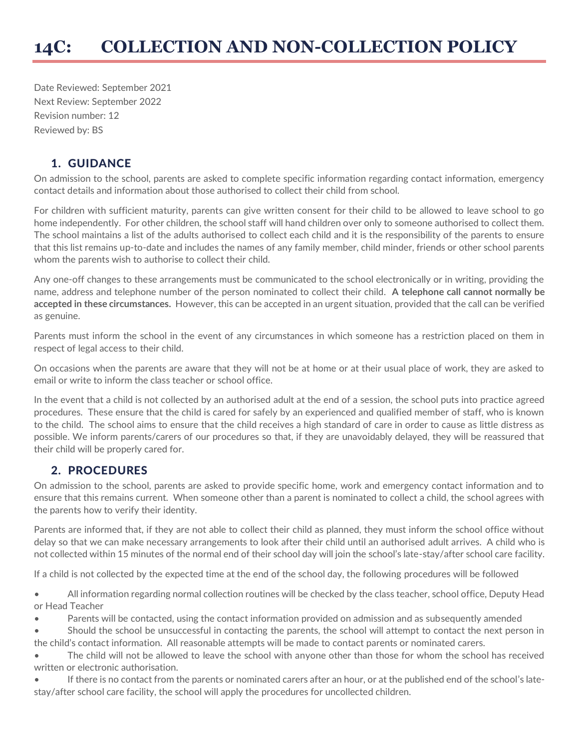# 14C: COLLECTION AND NON-COLLECTION POLICY

Date Reviewed: September 2021
Next Review: September 2022
Revision number: 12
Reviewed by: BS

## 1. GUIDANCE

On admission to the school, parents are asked to complete specific information regarding contact information, emergency contact details and information about those authorised to collect their child from school.

For children with sufficient maturity, parents can give written consent for their child to be allowed to leave school to go home independently. For other children, the school staff will hand children over only to someone authorised to collect them. The school maintains a list of the adults authorised to collect each child and it is the responsibility of the parents to ensure that this list remains up-to-date and includes the names of any family member, child minder, friends or other school parents whom the parents wish to authorise to collect their child.

Any one-off changes to these arrangements must be communicated to the school electronically or in writing, providing the name, address and telephone number of the person nominated to collect their child. **A telephone call cannot normally be accepted in these circumstances.** However, this can be accepted in an urgent situation, provided that the call can be verified as genuine.

Parents must inform the school in the event of any circumstances in which someone has a restriction placed on them in respect of legal access to their child.

On occasions when the parents are aware that they will not be at home or at their usual place of work, they are asked to email or write to inform the class teacher or school office.

In the event that a child is not collected by an authorised adult at the end of a session, the school puts into practice agreed procedures. These ensure that the child is cared for safely by an experienced and qualified member of staff, who is known to the child. The school aims to ensure that the child receives a high standard of care in order to cause as little distress as possible. We inform parents/carers of our procedures so that, if they are unavoidably delayed, they will be reassured that their child will be properly cared for.

## 2. PROCEDURES

On admission to the school, parents are asked to provide specific home, work and emergency contact information and to ensure that this remains current. When someone other than a parent is nominated to collect a child, the school agrees with the parents how to verify their identity.

Parents are informed that, if they are not able to collect their child as planned, they must inform the school office without delay so that we can make necessary arrangements to look after their child until an authorised adult arrives. A child who is not collected within 15 minutes of the normal end of their school day will join the school's late-stay/after school care facility.

If a child is not collected by the expected time at the end of the school day, the following procedures will be followed

- All information regarding normal collection routines will be checked by the class teacher, school office, Deputy Head or Head Teacher
- Parents will be contacted, using the contact information provided on admission and as subsequently amended
- Should the school be unsuccessful in contacting the parents, the school will attempt to contact the next person in the child's contact information. All reasonable attempts will be made to contact parents or nominated carers.
- The child will not be allowed to leave the school with anyone other than those for whom the school has received written or electronic authorisation.
- If there is no contact from the parents or nominated carers after an hour, or at the published end of the school's late-stay/after school care facility, the school will apply the procedures for uncollected children.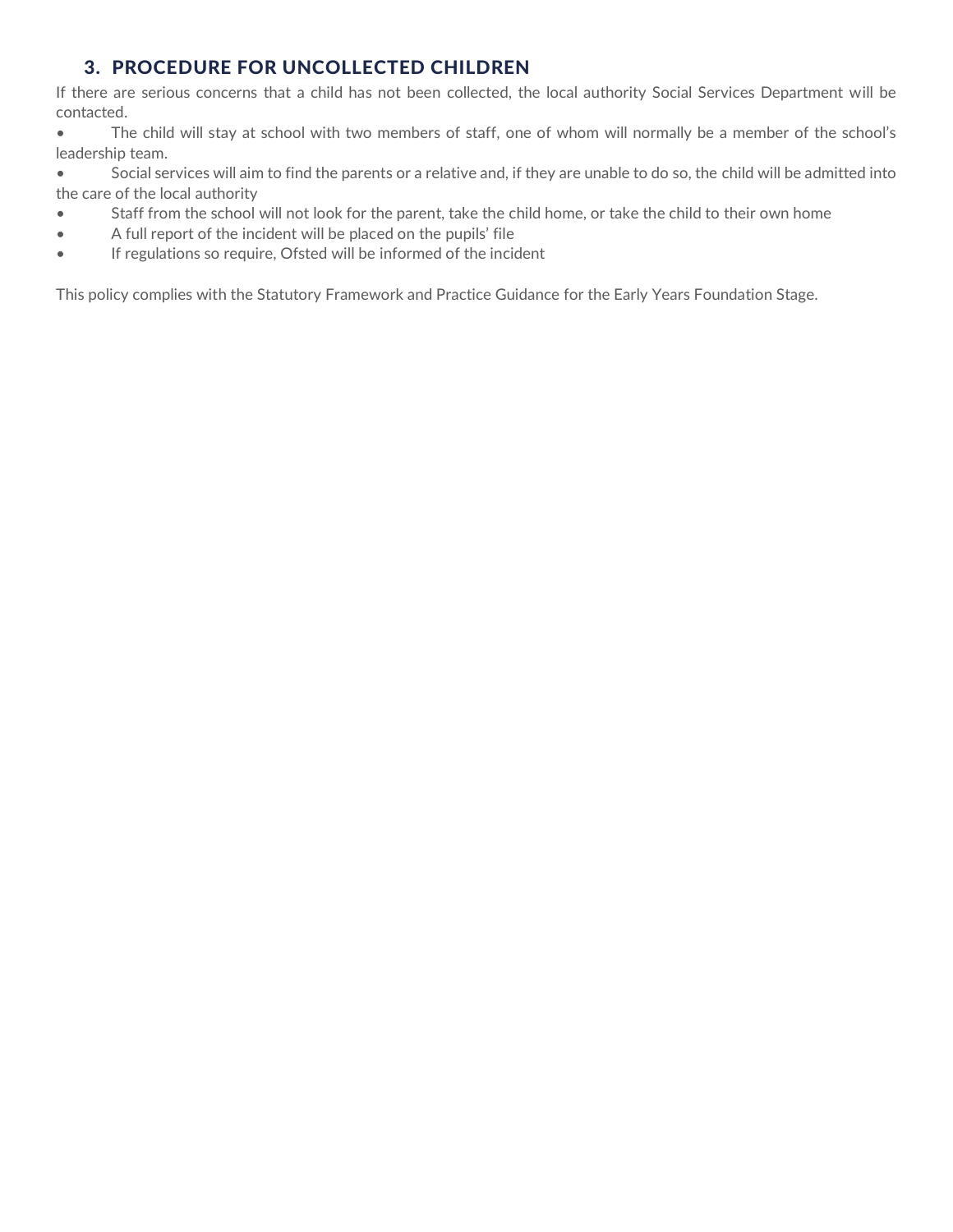## 3. PROCEDURE FOR UNCOLLECTED CHILDREN

If there are serious concerns that a child has not been collected, the local authority Social Services Department will be contacted.

- The child will stay at school with two members of staff, one of whom will normally be a member of the school's leadership team.
- Social services will aim to find the parents or a relative and, if they are unable to do so, the child will be admitted into the care of the local authority
- Staff from the school will not look for the parent, take the child home, or take the child to their own home
- A full report of the incident will be placed on the pupils' file
- If regulations so require, Ofsted will be informed of the incident

This policy complies with the Statutory Framework and Practice Guidance for the Early Years Foundation Stage.